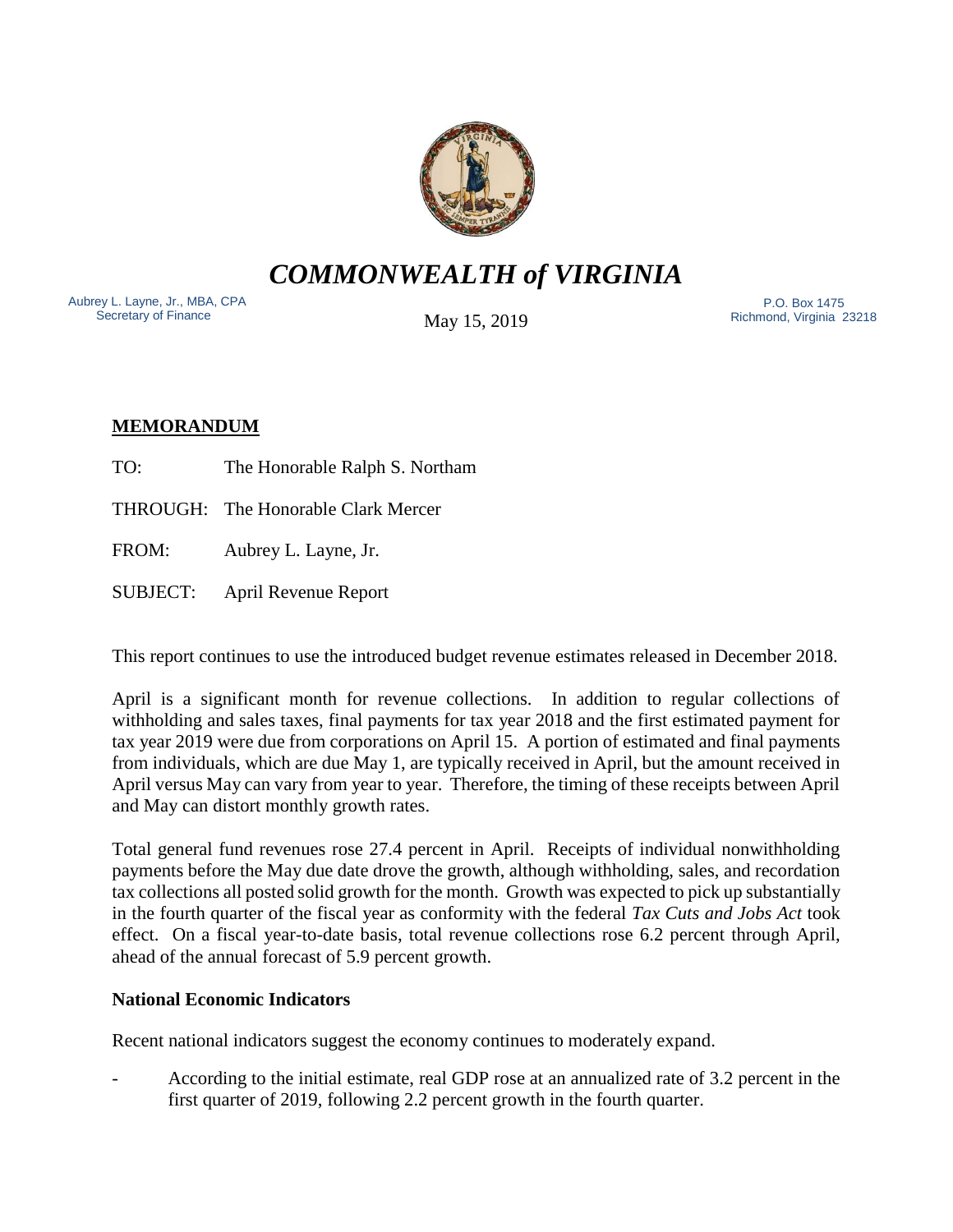# *COMMONWEALTH of VIRGINIA*

Aubrey L. Layne, Jr., MBA, CPA
Secretary of Finance

May 15, 2019

P.O. Box 1475
Richmond, Virginia 23218

**MEMORANDUM**

TO: The Honorable Ralph S. Northam

THROUGH: The Honorable Clark Mercer

FROM: Aubrey L. Layne, Jr.

SUBJECT: April Revenue Report

This report continues to use the introduced budget revenue estimates released in December 2018.

April is a significant month for revenue collections. In addition to regular collections of withholding and sales taxes, final payments for tax year 2018 and the first estimated payment for tax year 2019 were due from corporations on April 15. A portion of estimated and final payments from individuals, which are due May 1, are typically received in April, but the amount received in April versus May can vary from year to year. Therefore, the timing of these receipts between April and May can distort monthly growth rates.

Total general fund revenues rose 27.4 percent in April. Receipts of individual nonwithholding payments before the May due date drove the growth, although withholding, sales, and recordation tax collections all posted solid growth for the month. Growth was expected to pick up substantially in the fourth quarter of the fiscal year as conformity with the federal *Tax Cuts and Jobs Act* took effect. On a fiscal year-to-date basis, total revenue collections rose 6.2 percent through April, ahead of the annual forecast of 5.9 percent growth.

**National Economic Indicators**

Recent national indicators suggest the economy continues to moderately expand.

- According to the initial estimate, real GDP rose at an annualized rate of 3.2 percent in the first quarter of 2019, following 2.2 percent growth in the fourth quarter.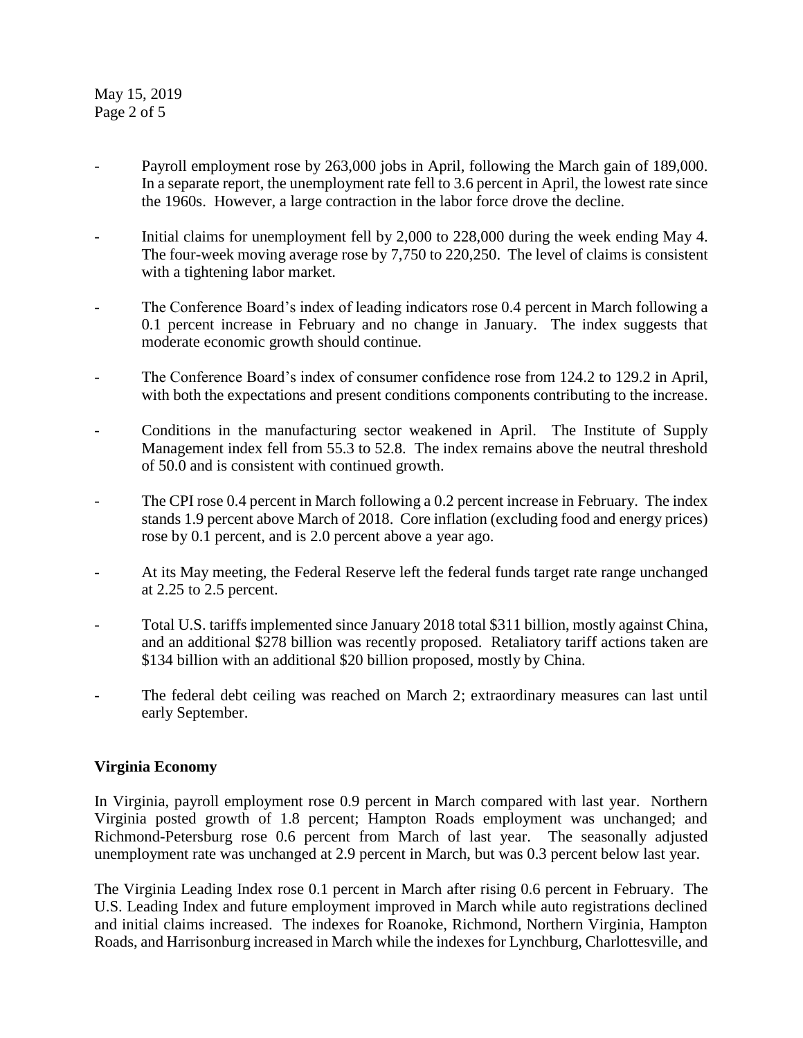- Payroll employment rose by 263,000 jobs in April, following the March gain of 189,000. In a separate report, the unemployment rate fell to 3.6 percent in April, the lowest rate since the 1960s. However, a large contraction in the labor force drove the decline.

- Initial claims for unemployment fell by 2,000 to 228,000 during the week ending May 4. The four-week moving average rose by 7,750 to 220,250. The level of claims is consistent with a tightening labor market.

- The Conference Board's index of leading indicators rose 0.4 percent in March following a 0.1 percent increase in February and no change in January. The index suggests that moderate economic growth should continue.

- The Conference Board's index of consumer confidence rose from 124.2 to 129.2 in April, with both the expectations and present conditions components contributing to the increase.

- Conditions in the manufacturing sector weakened in April. The Institute of Supply Management index fell from 55.3 to 52.8. The index remains above the neutral threshold of 50.0 and is consistent with continued growth.

- The CPI rose 0.4 percent in March following a 0.2 percent increase in February. The index stands 1.9 percent above March of 2018. Core inflation (excluding food and energy prices) rose by 0.1 percent, and is 2.0 percent above a year ago.

- At its May meeting, the Federal Reserve left the federal funds target rate range unchanged at 2.25 to 2.5 percent.

- Total U.S. tariffs implemented since January 2018 total $311 billion, mostly against China, and an additional $278 billion was recently proposed. Retaliatory tariff actions taken are $134 billion with an additional $20 billion proposed, mostly by China.

- The federal debt ceiling was reached on March 2; extraordinary measures can last until early September.

**Virginia Economy**

In Virginia, payroll employment rose 0.9 percent in March compared with last year. Northern Virginia posted growth of 1.8 percent; Hampton Roads employment was unchanged; and Richmond-Petersburg rose 0.6 percent from March of last year. The seasonally adjusted unemployment rate was unchanged at 2.9 percent in March, but was 0.3 percent below last year.

The Virginia Leading Index rose 0.1 percent in March after rising 0.6 percent in February. The U.S. Leading Index and future employment improved in March while auto registrations declined and initial claims increased. The indexes for Roanoke, Richmond, Northern Virginia, Hampton Roads, and Harrisonburg increased in March while the indexes for Lynchburg, Charlottesville, and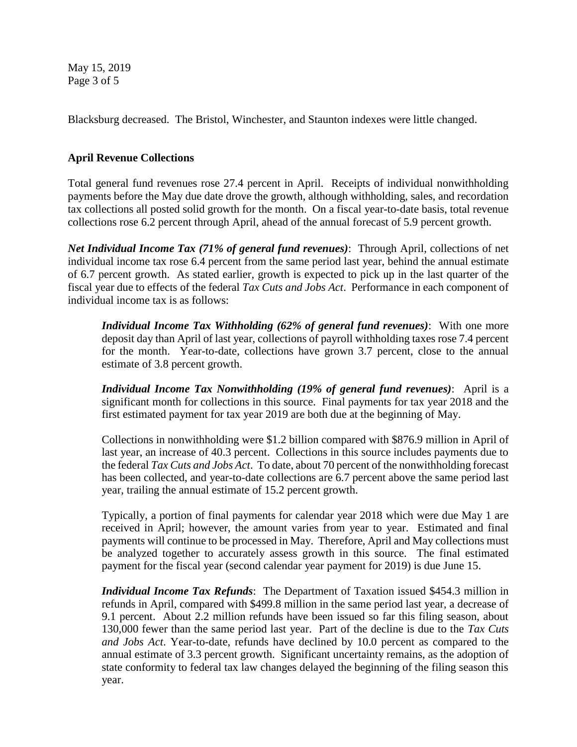Blacksburg decreased. The Bristol, Winchester, and Staunton indexes were little changed.

## April Revenue Collections

Total general fund revenues rose 27.4 percent in April. Receipts of individual nonwithholding payments before the May due date drove the growth, although withholding, sales, and recordation tax collections all posted solid growth for the month. On a fiscal year-to-date basis, total revenue collections rose 6.2 percent through April, ahead of the annual forecast of 5.9 percent growth.

***Net Individual Income Tax (71% of general fund revenues)***: Through April, collections of net individual income tax rose 6.4 percent from the same period last year, behind the annual estimate of 6.7 percent growth. As stated earlier, growth is expected to pick up in the last quarter of the fiscal year due to effects of the federal *Tax Cuts and Jobs Act*. Performance in each component of individual income tax is as follows:

> ***Individual Income Tax Withholding (62% of general fund revenues)***: With one more deposit day than April of last year, collections of payroll withholding taxes rose 7.4 percent for the month. Year-to-date, collections have grown 3.7 percent, close to the annual estimate of 3.8 percent growth.
>
> ***Individual Income Tax Nonwithholding (19% of general fund revenues)***: April is a significant month for collections in this source. Final payments for tax year 2018 and the first estimated payment for tax year 2019 are both due at the beginning of May.
>
> Collections in nonwithholding were $1.2 billion compared with $876.9 million in April of last year, an increase of 40.3 percent. Collections in this source includes payments due to the federal *Tax Cuts and Jobs Act*. To date, about 70 percent of the nonwithholding forecast has been collected, and year-to-date collections are 6.7 percent above the same period last year, trailing the annual estimate of 15.2 percent growth.
>
> Typically, a portion of final payments for calendar year 2018 which were due May 1 are received in April; however, the amount varies from year to year. Estimated and final payments will continue to be processed in May. Therefore, April and May collections must be analyzed together to accurately assess growth in this source. The final estimated payment for the fiscal year (second calendar year payment for 2019) is due June 15.
>
> ***Individual Income Tax Refunds***: The Department of Taxation issued $454.3 million in refunds in April, compared with $499.8 million in the same period last year, a decrease of 9.1 percent. About 2.2 million refunds have been issued so far this filing season, about 130,000 fewer than the same period last year. Part of the decline is due to the *Tax Cuts and Jobs Act*. Year-to-date, refunds have declined by 10.0 percent as compared to the annual estimate of 3.3 percent growth. Significant uncertainty remains, as the adoption of state conformity to federal tax law changes delayed the beginning of the filing season this year.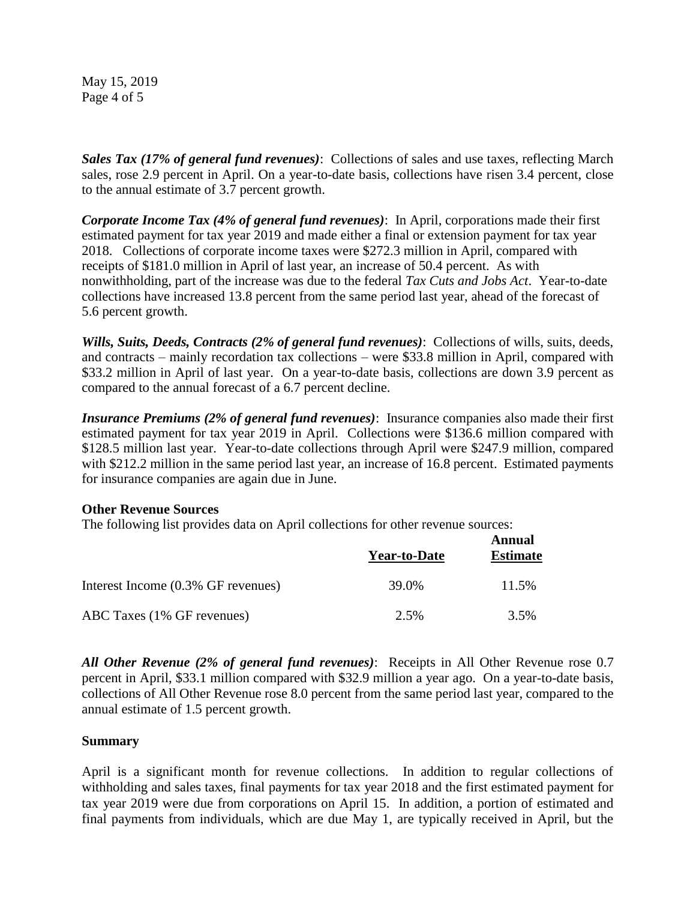***Sales Tax (17% of general fund revenues)***: Collections of sales and use taxes, reflecting March sales, rose 2.9 percent in April. On a year-to-date basis, collections have risen 3.4 percent, close to the annual estimate of 3.7 percent growth.

***Corporate Income Tax (4% of general fund revenues)***: In April, corporations made their first estimated payment for tax year 2019 and made either a final or extension payment for tax year 2018. Collections of corporate income taxes were $272.3 million in April, compared with receipts of $181.0 million in April of last year, an increase of 50.4 percent. As with nonwithholding, part of the increase was due to the federal *Tax Cuts and Jobs Act*. Year-to-date collections have increased 13.8 percent from the same period last year, ahead of the forecast of 5.6 percent growth.

***Wills, Suits, Deeds, Contracts (2% of general fund revenues)***: Collections of wills, suits, deeds, and contracts – mainly recordation tax collections – were $33.8 million in April, compared with $33.2 million in April of last year. On a year-to-date basis, collections are down 3.9 percent as compared to the annual forecast of a 6.7 percent decline.

***Insurance Premiums (2% of general fund revenues)***: Insurance companies also made their first estimated payment for tax year 2019 in April. Collections were $136.6 million compared with $128.5 million last year. Year-to-date collections through April were $247.9 million, compared with $212.2 million in the same period last year, an increase of 16.8 percent. Estimated payments for insurance companies are again due in June.

**Other Revenue Sources**

The following list provides data on April collections for other revenue sources:

| | Year-to-Date | Annual Estimate |
|---|---|---|
| Interest Income (0.3% GF revenues) | 39.0% | 11.5% |
| ABC Taxes (1% GF revenues) | 2.5% | 3.5% |

***All Other Revenue (2% of general fund revenues)***: Receipts in All Other Revenue rose 0.7 percent in April, $33.1 million compared with $32.9 million a year ago. On a year-to-date basis, collections of All Other Revenue rose 8.0 percent from the same period last year, compared to the annual estimate of 1.5 percent growth.

**Summary**

April is a significant month for revenue collections. In addition to regular collections of withholding and sales taxes, final payments for tax year 2018 and the first estimated payment for tax year 2019 were due from corporations on April 15. In addition, a portion of estimated and final payments from individuals, which are due May 1, are typically received in April, but the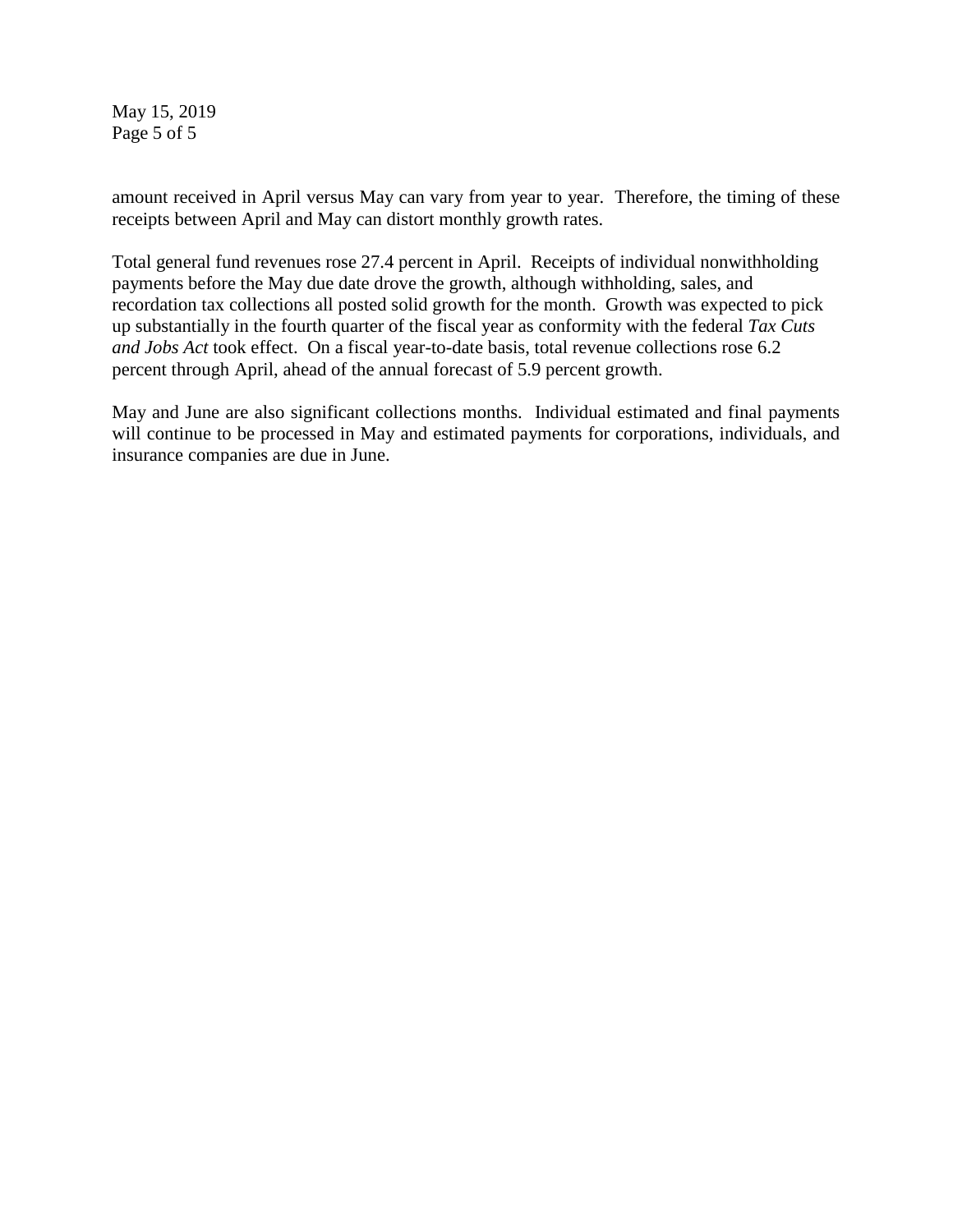amount received in April versus May can vary from year to year. Therefore, the timing of these receipts between April and May can distort monthly growth rates.

Total general fund revenues rose 27.4 percent in April. Receipts of individual nonwithholding payments before the May due date drove the growth, although withholding, sales, and recordation tax collections all posted solid growth for the month. Growth was expected to pick up substantially in the fourth quarter of the fiscal year as conformity with the federal *Tax Cuts and Jobs Act* took effect. On a fiscal year-to-date basis, total revenue collections rose 6.2 percent through April, ahead of the annual forecast of 5.9 percent growth.

May and June are also significant collections months. Individual estimated and final payments will continue to be processed in May and estimated payments for corporations, individuals, and insurance companies are due in June.